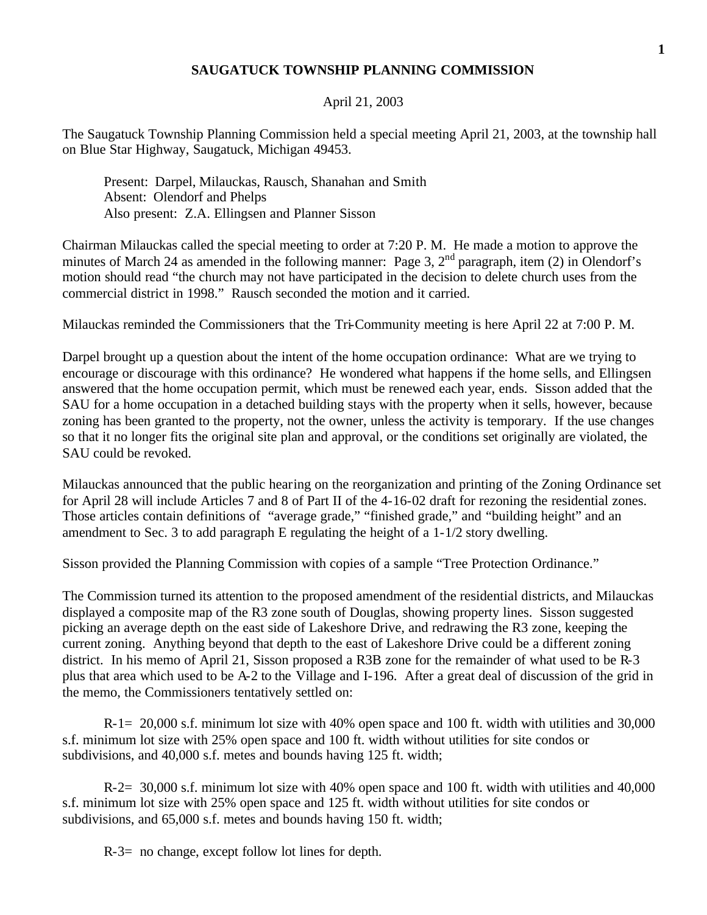# SAUGATUCK TOWNSHIP PLANNING COMMISSION

April 21, 2003

The Saugatuck Township Planning Commission held a special meeting April 21, 2003, at the township hall on Blue Star Highway, Saugatuck, Michigan 49453.

Present: Darpel, Milauckas, Rausch, Shanahan and Smith
Absent: Olendorf and Phelps
Also present: Z.A. Ellingsen and Planner Sisson

Chairman Milauckas called the special meeting to order at 7:20 P. M. He made a motion to approve the minutes of March 24 as amended in the following manner: Page 3, 2nd paragraph, item (2) in Olendorf's motion should read "the church may not have participated in the decision to delete church uses from the commercial district in 1998." Rausch seconded the motion and it carried.

Milauckas reminded the Commissioners that the Tri-Community meeting is here April 22 at 7:00 P. M.

Darpel brought up a question about the intent of the home occupation ordinance: What are we trying to encourage or discourage with this ordinance? He wondered what happens if the home sells, and Ellingsen answered that the home occupation permit, which must be renewed each year, ends. Sisson added that the SAU for a home occupation in a detached building stays with the property when it sells, however, because zoning has been granted to the property, not the owner, unless the activity is temporary. If the use changes so that it no longer fits the original site plan and approval, or the conditions set originally are violated, the SAU could be revoked.

Milauckas announced that the public hearing on the reorganization and printing of the Zoning Ordinance set for April 28 will include Articles 7 and 8 of Part II of the 4-16-02 draft for rezoning the residential zones. Those articles contain definitions of "average grade," "finished grade," and "building height" and an amendment to Sec. 3 to add paragraph E regulating the height of a 1-1/2 story dwelling.

Sisson provided the Planning Commission with copies of a sample "Tree Protection Ordinance."

The Commission turned its attention to the proposed amendment of the residential districts, and Milauckas displayed a composite map of the R3 zone south of Douglas, showing property lines. Sisson suggested picking an average depth on the east side of Lakeshore Drive, and redrawing the R3 zone, keeping the current zoning. Anything beyond that depth to the east of Lakeshore Drive could be a different zoning district. In his memo of April 21, Sisson proposed a R3B zone for the remainder of what used to be R-3 plus that area which used to be A-2 to the Village and I-196. After a great deal of discussion of the grid in the memo, the Commissioners tentatively settled on:

R-1= 20,000 s.f. minimum lot size with 40% open space and 100 ft. width with utilities and 30,000 s.f. minimum lot size with 25% open space and 100 ft. width without utilities for site condos or subdivisions, and 40,000 s.f. metes and bounds having 125 ft. width;

R-2= 30,000 s.f. minimum lot size with 40% open space and 100 ft. width with utilities and 40,000 s.f. minimum lot size with 25% open space and 125 ft. width without utilities for site condos or subdivisions, and 65,000 s.f. metes and bounds having 150 ft. width;

R-3= no change, except follow lot lines for depth.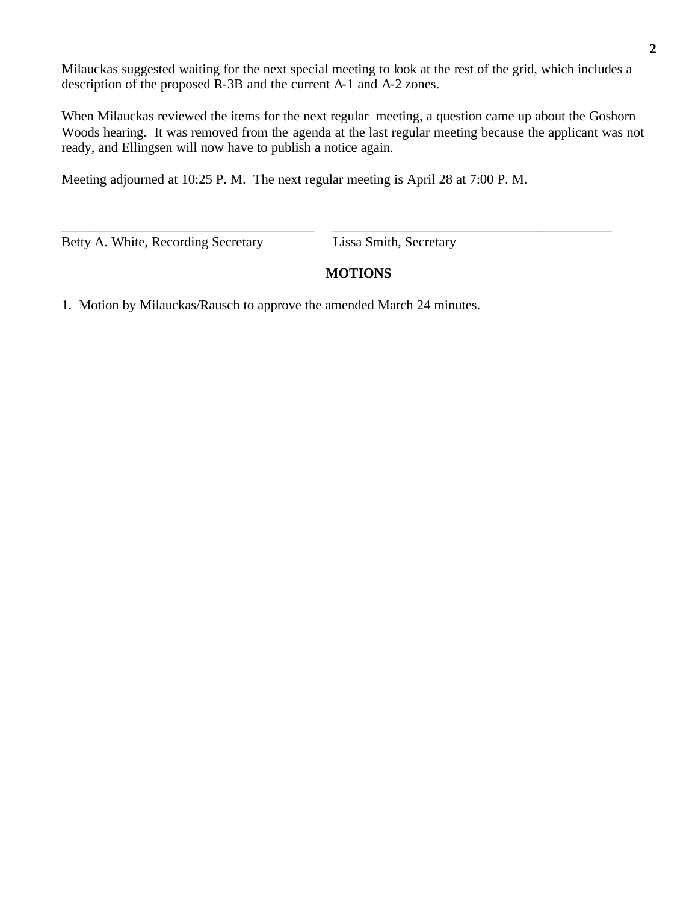Milauckas suggested waiting for the next special meeting to look at the rest of the grid, which includes a description of the proposed R-3B and the current A-1 and A-2 zones.

When Milauckas reviewed the items for the next regular meeting, a question came up about the Goshorn Woods hearing. It was removed from the agenda at the last regular meeting because the applicant was not ready, and Ellingsen will now have to publish a notice again.

Meeting adjourned at 10:25 P. M. The next regular meeting is April 28 at 7:00 P. M.

______________________________________ ___________________________________________

Betty A. White, Recording Secretary Lissa Smith, Secretary

**MOTIONS**

1. Motion by Milauckas/Rausch to approve the amended March 24 minutes.